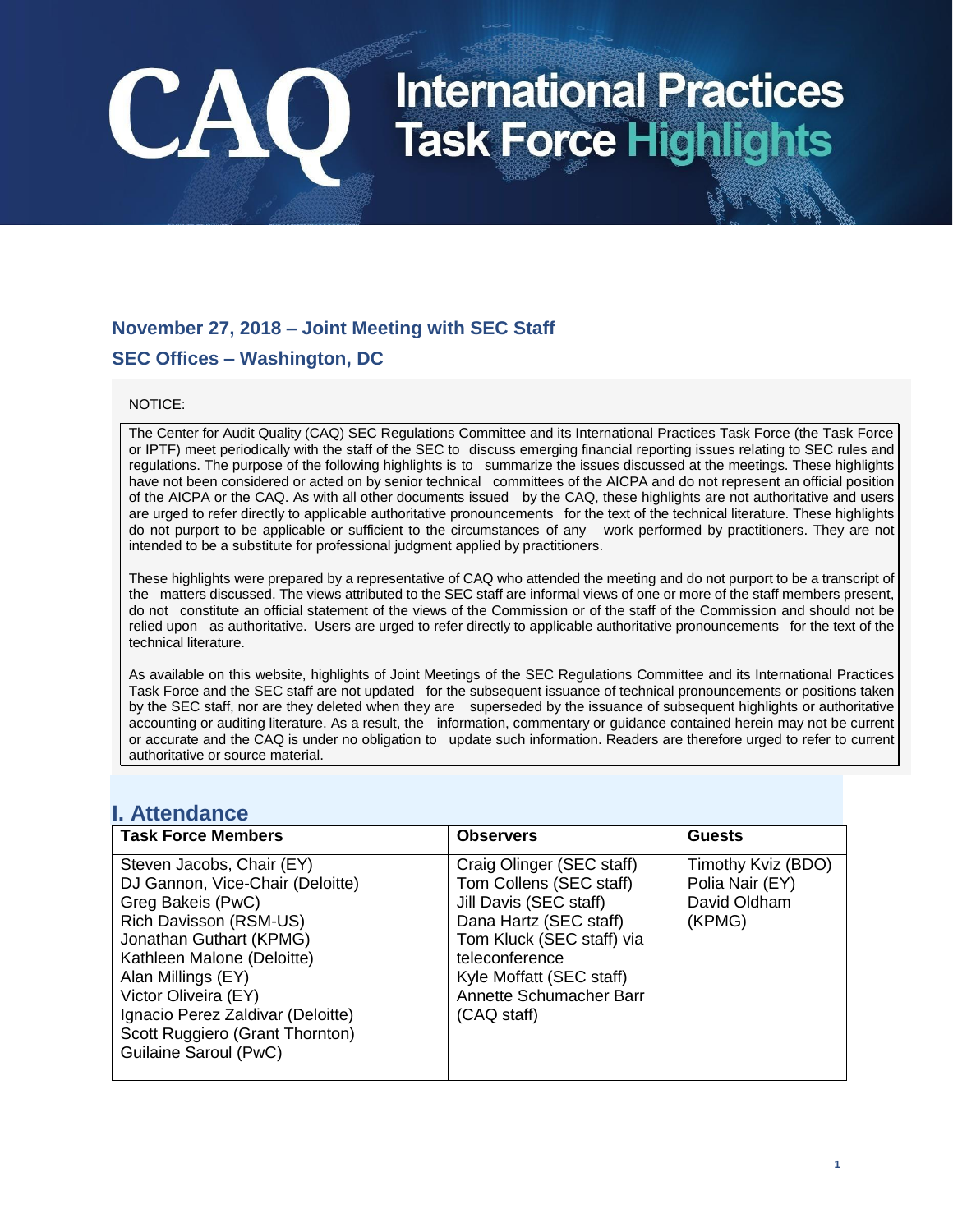# CAQ International Practices Task Force Highlights

## November 27, 2018 – Joint Meeting with SEC Staff

## SEC Offices – Washington, DC

NOTICE:

The Center for Audit Quality (CAQ) SEC Regulations Committee and its International Practices Task Force (the Task Force or IPTF) meet periodically with the staff of the SEC to discuss emerging financial reporting issues relating to SEC rules and regulations. The purpose of the following highlights is to summarize the issues discussed at the meetings. These highlights have not been considered or acted on by senior technical committees of the AICPA and do not represent an official position of the AICPA or the CAQ. As with all other documents issued by the CAQ, these highlights are not authoritative and users are urged to refer directly to applicable authoritative pronouncements for the text of the technical literature. These highlights do not purport to be applicable or sufficient to the circumstances of any work performed by practitioners. They are not intended to be a substitute for professional judgment applied by practitioners.

These highlights were prepared by a representative of CAQ who attended the meeting and do not purport to be a transcript of the matters discussed. The views attributed to the SEC staff are informal views of one or more of the staff members present, do not constitute an official statement of the views of the Commission or of the staff of the Commission and should not be relied upon as authoritative. Users are urged to refer directly to applicable authoritative pronouncements for the text of the technical literature.

As available on this website, highlights of Joint Meetings of the SEC Regulations Committee and its International Practices Task Force and the SEC staff are not updated for the subsequent issuance of technical pronouncements or positions taken by the SEC staff, nor are they deleted when they are superseded by the issuance of subsequent highlights or authoritative accounting or auditing literature. As a result, the information, commentary or guidance contained herein may not be current or accurate and the CAQ is under no obligation to update such information. Readers are therefore urged to refer to current authoritative or source material.

## I. Attendance

| Task Force Members | Observers | Guests |
|---|---|---|
| Steven Jacobs, Chair (EY)<br>DJ Gannon, Vice-Chair (Deloitte)<br>Greg Bakeis (PwC)<br>Rich Davisson (RSM-US)<br>Jonathan Guthart (KPMG)<br>Kathleen Malone (Deloitte)<br>Alan Millings (EY)<br>Victor Oliveira (EY)<br>Ignacio Perez Zaldivar (Deloitte)<br>Scott Ruggiero (Grant Thornton)<br>Guilaine Saroul (PwC) | Craig Olinger (SEC staff)<br>Tom Collens (SEC staff)<br>Jill Davis (SEC staff)<br>Dana Hartz (SEC staff)<br>Tom Kluck (SEC staff) via teleconference<br>Kyle Moffatt (SEC staff)<br>Annette Schumacher Barr (CAQ staff) | Timothy Kviz (BDO)<br>Polia Nair (EY)<br>David Oldham (KPMG) |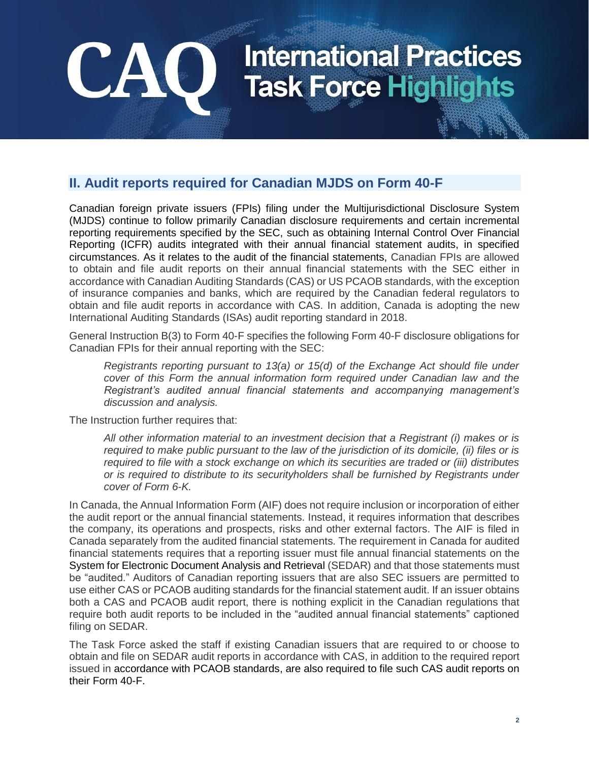## II. Audit reports required for Canadian MJDS on Form 40-F

Canadian foreign private issuers (FPIs) filing under the Multijurisdictional Disclosure System (MJDS) continue to follow primarily Canadian disclosure requirements and certain incremental reporting requirements specified by the SEC, such as obtaining Internal Control Over Financial Reporting (ICFR) audits integrated with their annual financial statement audits, in specified circumstances. As it relates to the audit of the financial statements, Canadian FPIs are allowed to obtain and file audit reports on their annual financial statements with the SEC either in accordance with Canadian Auditing Standards (CAS) or US PCAOB standards, with the exception of insurance companies and banks, which are required by the Canadian federal regulators to obtain and file audit reports in accordance with CAS. In addition, Canada is adopting the new International Auditing Standards (ISAs) audit reporting standard in 2018.

General Instruction B(3) to Form 40-F specifies the following Form 40-F disclosure obligations for Canadian FPIs for their annual reporting with the SEC:

> *Registrants reporting pursuant to 13(a) or 15(d) of the Exchange Act should file under cover of this Form the annual information form required under Canadian law and the Registrant's audited annual financial statements and accompanying management's discussion and analysis.*

The Instruction further requires that:

> *All other information material to an investment decision that a Registrant (i) makes or is required to make public pursuant to the law of the jurisdiction of its domicile, (ii) files or is required to file with a stock exchange on which its securities are traded or (iii) distributes or is required to distribute to its securityholders shall be furnished by Registrants under cover of Form 6-K.*

In Canada, the Annual Information Form (AIF) does not require inclusion or incorporation of either the audit report or the annual financial statements. Instead, it requires information that describes the company, its operations and prospects, risks and other external factors. The AIF is filed in Canada separately from the audited financial statements. The requirement in Canada for audited financial statements requires that a reporting issuer must file annual financial statements on the System for Electronic Document Analysis and Retrieval (SEDAR) and that those statements must be "audited." Auditors of Canadian reporting issuers that are also SEC issuers are permitted to use either CAS or PCAOB auditing standards for the financial statement audit. If an issuer obtains both a CAS and PCAOB audit report, there is nothing explicit in the Canadian regulations that require both audit reports to be included in the "audited annual financial statements" captioned filing on SEDAR.

The Task Force asked the staff if existing Canadian issuers that are required to or choose to obtain and file on SEDAR audit reports in accordance with CAS, in addition to the required report issued in accordance with PCAOB standards, are also required to file such CAS audit reports on their Form 40-F.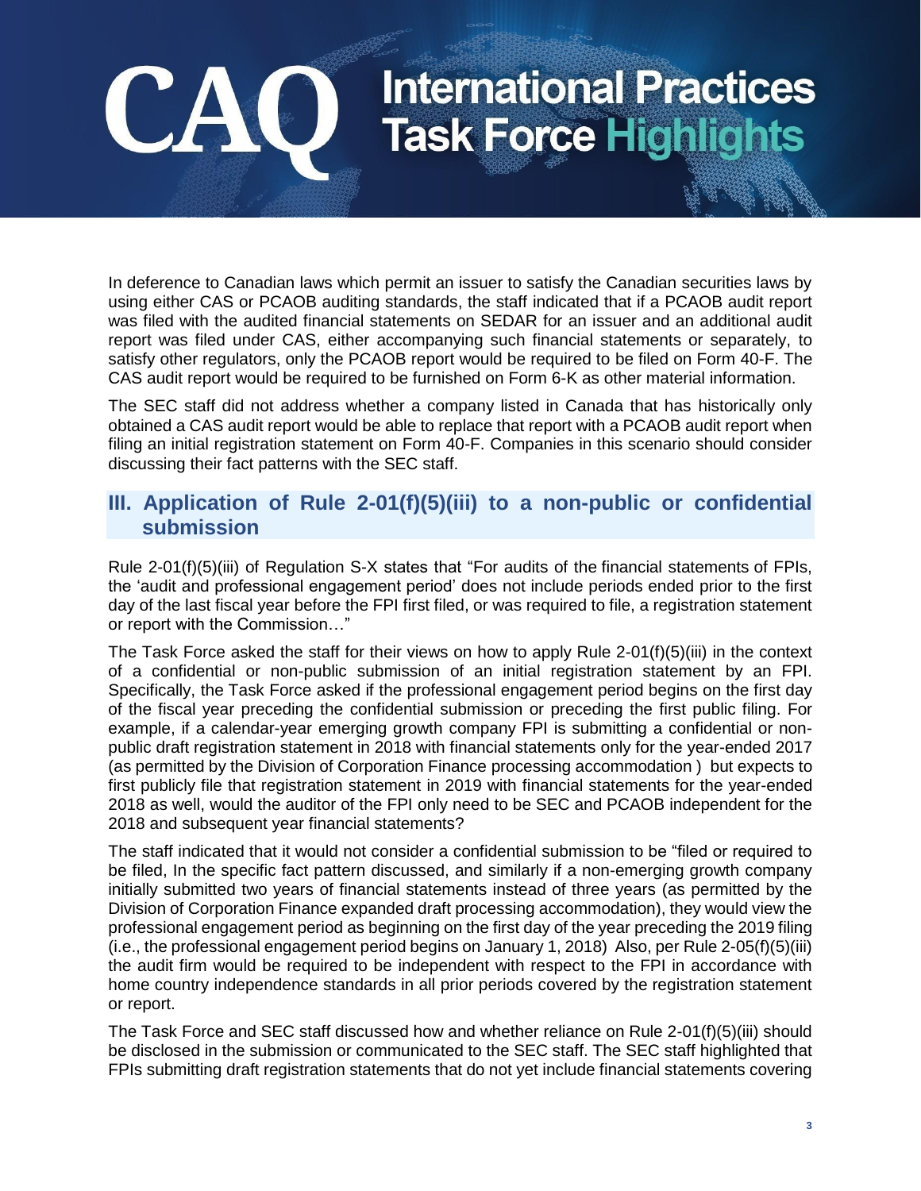In deference to Canadian laws which permit an issuer to satisfy the Canadian securities laws by using either CAS or PCAOB auditing standards, the staff indicated that if a PCAOB audit report was filed with the audited financial statements on SEDAR for an issuer and an additional audit report was filed under CAS, either accompanying such financial statements or separately, to satisfy other regulators, only the PCAOB report would be required to be filed on Form 40-F. The CAS audit report would be required to be furnished on Form 6-K as other material information.

The SEC staff did not address whether a company listed in Canada that has historically only obtained a CAS audit report would be able to replace that report with a PCAOB audit report when filing an initial registration statement on Form 40-F. Companies in this scenario should consider discussing their fact patterns with the SEC staff.

## III. Application of Rule 2-01(f)(5)(iii) to a non-public or confidential submission

Rule 2-01(f)(5)(iii) of Regulation S-X states that "For audits of the financial statements of FPIs, the 'audit and professional engagement period' does not include periods ended prior to the first day of the last fiscal year before the FPI first filed, or was required to file, a registration statement or report with the Commission…"

The Task Force asked the staff for their views on how to apply Rule 2-01(f)(5)(iii) in the context of a confidential or non-public submission of an initial registration statement by an FPI. Specifically, the Task Force asked if the professional engagement period begins on the first day of the fiscal year preceding the confidential submission or preceding the first public filing. For example, if a calendar-year emerging growth company FPI is submitting a confidential or non-public draft registration statement in 2018 with financial statements only for the year-ended 2017 (as permitted by the Division of Corporation Finance processing accommodation ) but expects to first publicly file that registration statement in 2019 with financial statements for the year-ended 2018 as well, would the auditor of the FPI only need to be SEC and PCAOB independent for the 2018 and subsequent year financial statements?

The staff indicated that it would not consider a confidential submission to be "filed or required to be filed, In the specific fact pattern discussed, and similarly if a non-emerging growth company initially submitted two years of financial statements instead of three years (as permitted by the Division of Corporation Finance expanded draft processing accommodation), they would view the professional engagement period as beginning on the first day of the year preceding the 2019 filing (i.e., the professional engagement period begins on January 1, 2018) Also, per Rule 2-05(f)(5)(iii) the audit firm would be required to be independent with respect to the FPI in accordance with home country independence standards in all prior periods covered by the registration statement or report.

The Task Force and SEC staff discussed how and whether reliance on Rule 2-01(f)(5)(iii) should be disclosed in the submission or communicated to the SEC staff. The SEC staff highlighted that FPIs submitting draft registration statements that do not yet include financial statements covering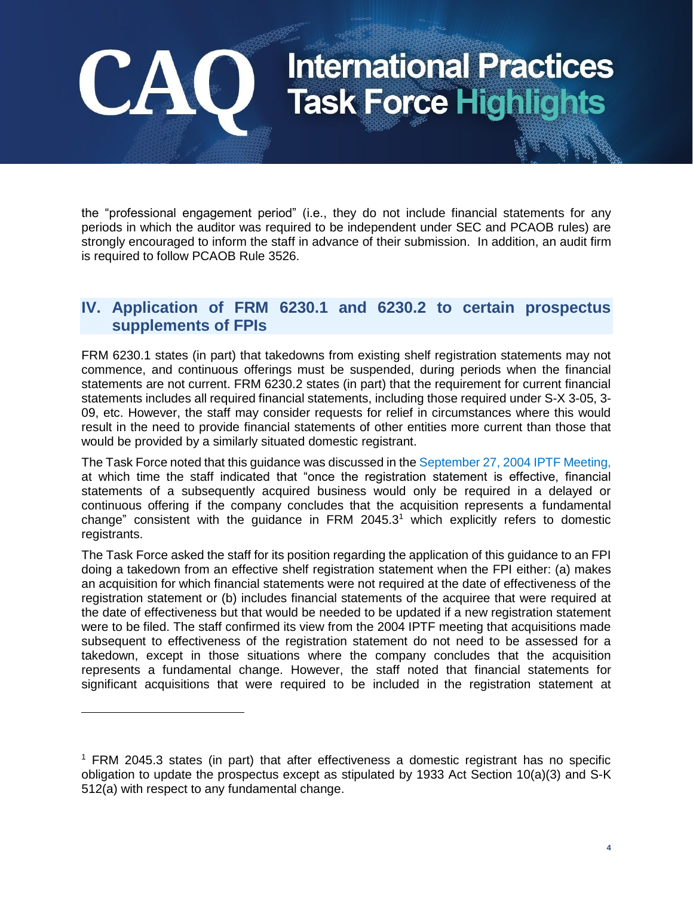the "professional engagement period" (i.e., they do not include financial statements for any periods in which the auditor was required to be independent under SEC and PCAOB rules) are strongly encouraged to inform the staff in advance of their submission. In addition, an audit firm is required to follow PCAOB Rule 3526.

## IV. Application of FRM 6230.1 and 6230.2 to certain prospectus supplements of FPIs

FRM 6230.1 states (in part) that takedowns from existing shelf registration statements may not commence, and continuous offerings must be suspended, during periods when the financial statements are not current. FRM 6230.2 states (in part) that the requirement for current financial statements includes all required financial statements, including those required under S-X 3-05, 3-09, etc. However, the staff may consider requests for relief in circumstances where this would result in the need to provide financial statements of other entities more current than those that would be provided by a similarly situated domestic registrant.

The Task Force noted that this guidance was discussed in the September 27, 2004 IPTF Meeting, at which time the staff indicated that "once the registration statement is effective, financial statements of a subsequently acquired business would only be required in a delayed or continuous offering if the company concludes that the acquisition represents a fundamental change" consistent with the guidance in FRM 2045.3[1] which explicitly refers to domestic registrants.

The Task Force asked the staff for its position regarding the application of this guidance to an FPI doing a takedown from an effective shelf registration statement when the FPI either: (a) makes an acquisition for which financial statements were not required at the date of effectiveness of the registration statement or (b) includes financial statements of the acquiree that were required at the date of effectiveness but that would be needed to be updated if a new registration statement were to be filed. The staff confirmed its view from the 2004 IPTF meeting that acquisitions made subsequent to effectiveness of the registration statement do not need to be assessed for a takedown, except in those situations where the company concludes that the acquisition represents a fundamental change. However, the staff noted that financial statements for significant acquisitions that were required to be included in the registration statement at

[1] FRM 2045.3 states (in part) that after effectiveness a domestic registrant has no specific obligation to update the prospectus except as stipulated by 1933 Act Section 10(a)(3) and S-K 512(a) with respect to any fundamental change.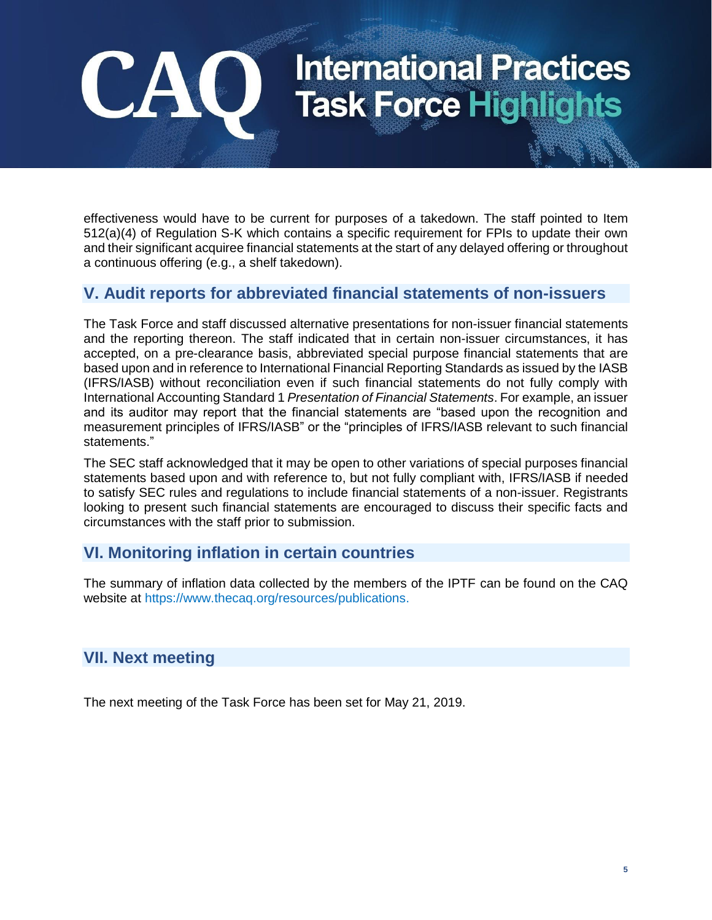effectiveness would have to be current for purposes of a takedown. The staff pointed to Item 512(a)(4) of Regulation S-K which contains a specific requirement for FPIs to update their own and their significant acquiree financial statements at the start of any delayed offering or throughout a continuous offering (e.g., a shelf takedown).

## V. Audit reports for abbreviated financial statements of non-issuers

The Task Force and staff discussed alternative presentations for non-issuer financial statements and the reporting thereon. The staff indicated that in certain non-issuer circumstances, it has accepted, on a pre-clearance basis, abbreviated special purpose financial statements that are based upon and in reference to International Financial Reporting Standards as issued by the IASB (IFRS/IASB) without reconciliation even if such financial statements do not fully comply with International Accounting Standard 1 *Presentation of Financial Statements*. For example, an issuer and its auditor may report that the financial statements are "based upon the recognition and measurement principles of IFRS/IASB" or the "principles of IFRS/IASB relevant to such financial statements."

The SEC staff acknowledged that it may be open to other variations of special purposes financial statements based upon and with reference to, but not fully compliant with, IFRS/IASB if needed to satisfy SEC rules and regulations to include financial statements of a non-issuer. Registrants looking to present such financial statements are encouraged to discuss their specific facts and circumstances with the staff prior to submission.

## VI. Monitoring inflation in certain countries

The summary of inflation data collected by the members of the IPTF can be found on the CAQ website at https://www.thecaq.org/resources/publications.

## VII. Next meeting

The next meeting of the Task Force has been set for May 21, 2019.